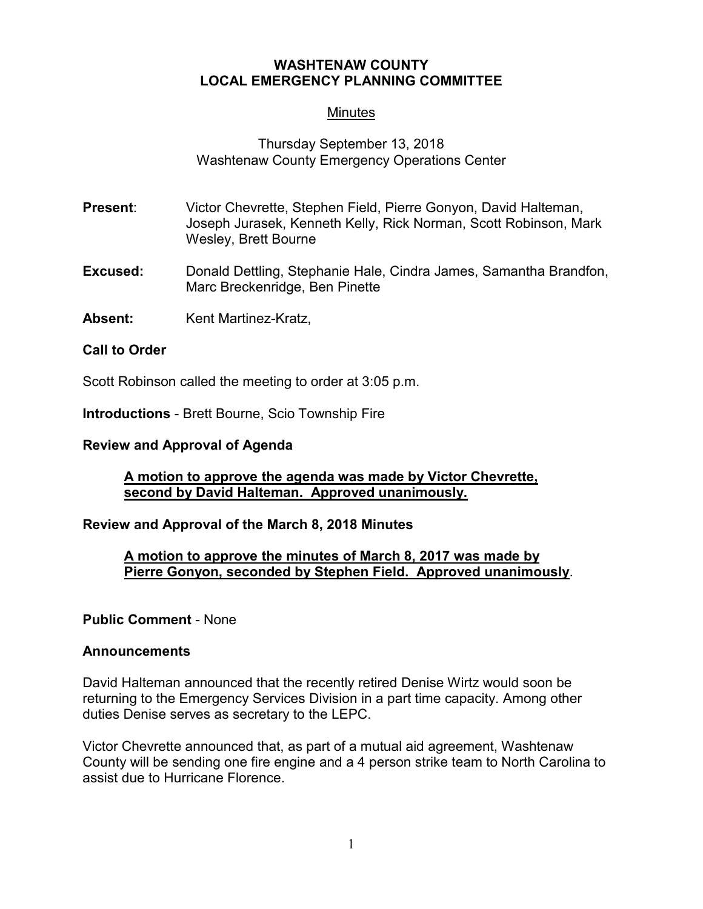# WASHTENAW COUNTY
# LOCAL EMERGENCY PLANNING COMMITTEE

## Minutes

Thursday September 13, 2018
Washtenaw County Emergency Operations Center

**Present**: Victor Chevrette, Stephen Field, Pierre Gonyon, David Halteman, Joseph Jurasek, Kenneth Kelly, Rick Norman, Scott Robinson, Mark Wesley, Brett Bourne

**Excused:** Donald Dettling, Stephanie Hale, Cindra James, Samantha Brandfon, Marc Breckenridge, Ben Pinette

**Absent:** Kent Martinez-Kratz,

**Call to Order**

Scott Robinson called the meeting to order at 3:05 p.m.

**Introductions** - Brett Bourne, Scio Township Fire

**Review and Approval of Agenda**

> **A motion to approve the agenda was made by Victor Chevrette, second by David Halteman. Approved unanimously.**

**Review and Approval of the March 8, 2018 Minutes**

> **A motion to approve the minutes of March 8, 2017 was made by Pierre Gonyon, seconded by Stephen Field. Approved unanimously**.

**Public Comment** - None

**Announcements**

David Halteman announced that the recently retired Denise Wirtz would soon be returning to the Emergency Services Division in a part time capacity. Among other duties Denise serves as secretary to the LEPC.

Victor Chevrette announced that, as part of a mutual aid agreement, Washtenaw County will be sending one fire engine and a 4 person strike team to North Carolina to assist due to Hurricane Florence.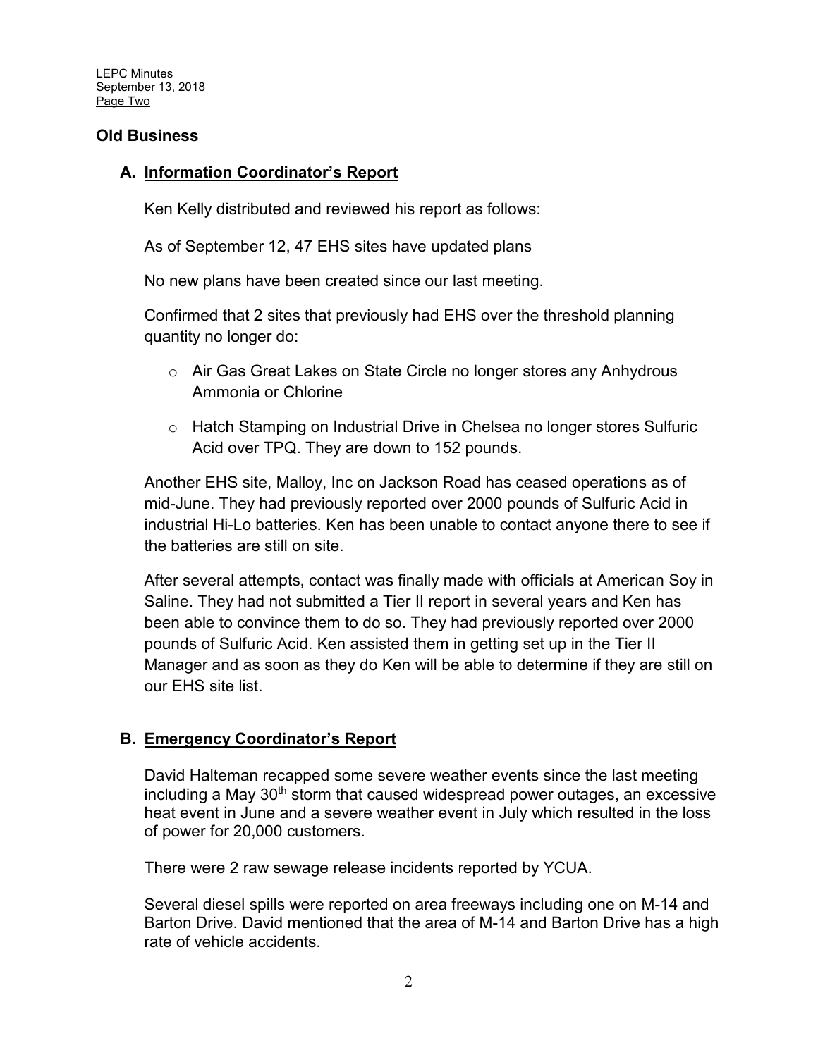## Old Business

### A. Information Coordinator's Report

Ken Kelly distributed and reviewed his report as follows:

As of September 12, 47 EHS sites have updated plans

No new plans have been created since our last meeting.

Confirmed that 2 sites that previously had EHS over the threshold planning quantity no longer do:

- Air Gas Great Lakes on State Circle no longer stores any Anhydrous Ammonia or Chlorine
- Hatch Stamping on Industrial Drive in Chelsea no longer stores Sulfuric Acid over TPQ. They are down to 152 pounds.

Another EHS site, Malloy, Inc on Jackson Road has ceased operations as of mid-June. They had previously reported over 2000 pounds of Sulfuric Acid in industrial Hi-Lo batteries. Ken has been unable to contact anyone there to see if the batteries are still on site.

After several attempts, contact was finally made with officials at American Soy in Saline. They had not submitted a Tier II report in several years and Ken has been able to convince them to do so. They had previously reported over 2000 pounds of Sulfuric Acid. Ken assisted them in getting set up in the Tier II Manager and as soon as they do Ken will be able to determine if they are still on our EHS site list.

### B. Emergency Coordinator's Report

David Halteman recapped some severe weather events since the last meeting including a May 30th storm that caused widespread power outages, an excessive heat event in June and a severe weather event in July which resulted in the loss of power for 20,000 customers.

There were 2 raw sewage release incidents reported by YCUA.

Several diesel spills were reported on area freeways including one on M-14 and Barton Drive. David mentioned that the area of M-14 and Barton Drive has a high rate of vehicle accidents.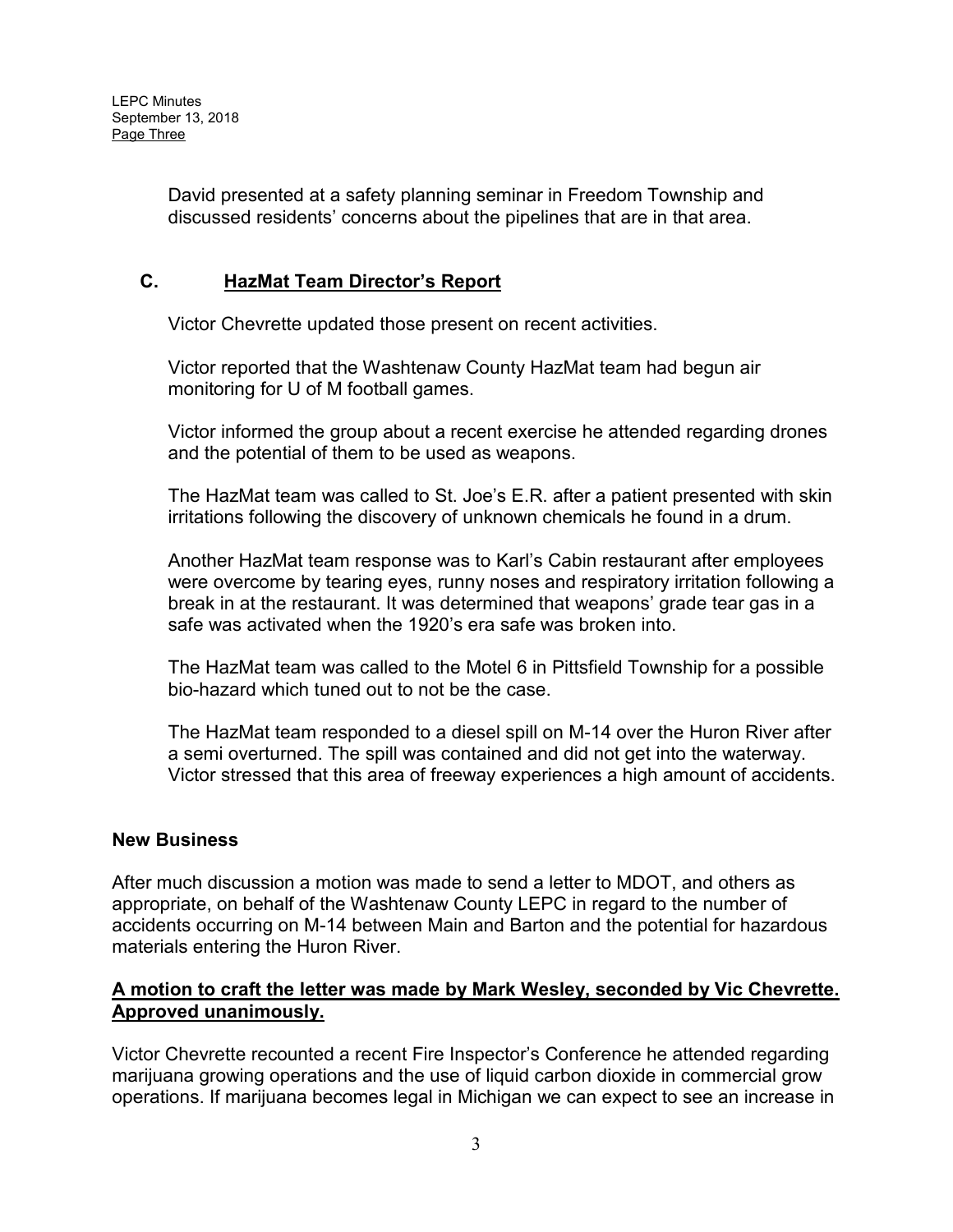David presented at a safety planning seminar in Freedom Township and discussed residents' concerns about the pipelines that are in that area.

## C. HazMat Team Director's Report

Victor Chevrette updated those present on recent activities.

Victor reported that the Washtenaw County HazMat team had begun air monitoring for U of M football games.

Victor informed the group about a recent exercise he attended regarding drones and the potential of them to be used as weapons.

The HazMat team was called to St. Joe's E.R. after a patient presented with skin irritations following the discovery of unknown chemicals he found in a drum.

Another HazMat team response was to Karl's Cabin restaurant after employees were overcome by tearing eyes, runny noses and respiratory irritation following a break in at the restaurant. It was determined that weapons' grade tear gas in a safe was activated when the 1920's era safe was broken into.

The HazMat team was called to the Motel 6 in Pittsfield Township for a possible bio-hazard which tuned out to not be the case.

The HazMat team responded to a diesel spill on M-14 over the Huron River after a semi overturned. The spill was contained and did not get into the waterway. Victor stressed that this area of freeway experiences a high amount of accidents.

## New Business

After much discussion a motion was made to send a letter to MDOT, and others as appropriate, on behalf of the Washtenaw County LEPC in regard to the number of accidents occurring on M-14 between Main and Barton and the potential for hazardous materials entering the Huron River.

**A motion to craft the letter was made by Mark Wesley, seconded by Vic Chevrette. Approved unanimously.**

Victor Chevrette recounted a recent Fire Inspector's Conference he attended regarding marijuana growing operations and the use of liquid carbon dioxide in commercial grow operations. If marijuana becomes legal in Michigan we can expect to see an increase in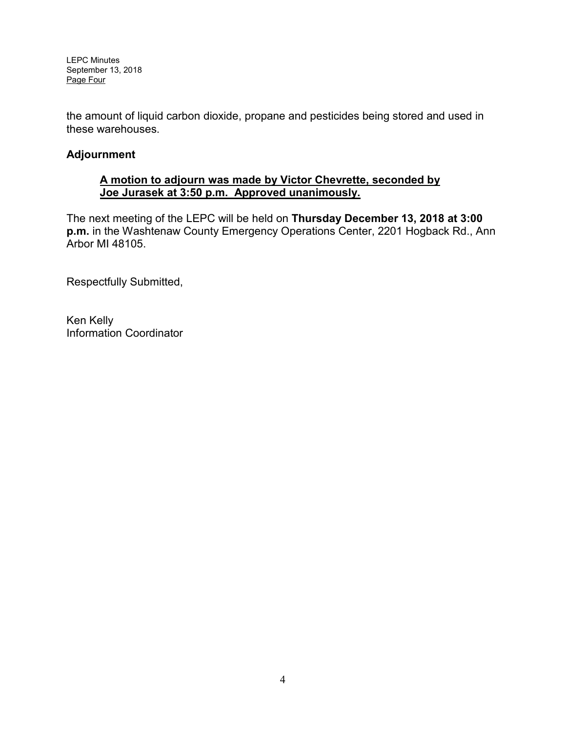the amount of liquid carbon dioxide, propane and pesticides being stored and used in these warehouses.

## Adjournment

> **A motion to adjourn was made by Victor Chevrette, seconded by Joe Jurasek at 3:50 p.m. Approved unanimously.**

The next meeting of the LEPC will be held on **Thursday December 13, 2018 at 3:00 p.m.** in the Washtenaw County Emergency Operations Center, 2201 Hogback Rd., Ann Arbor MI 48105.

Respectfully Submitted,

Ken Kelly
Information Coordinator